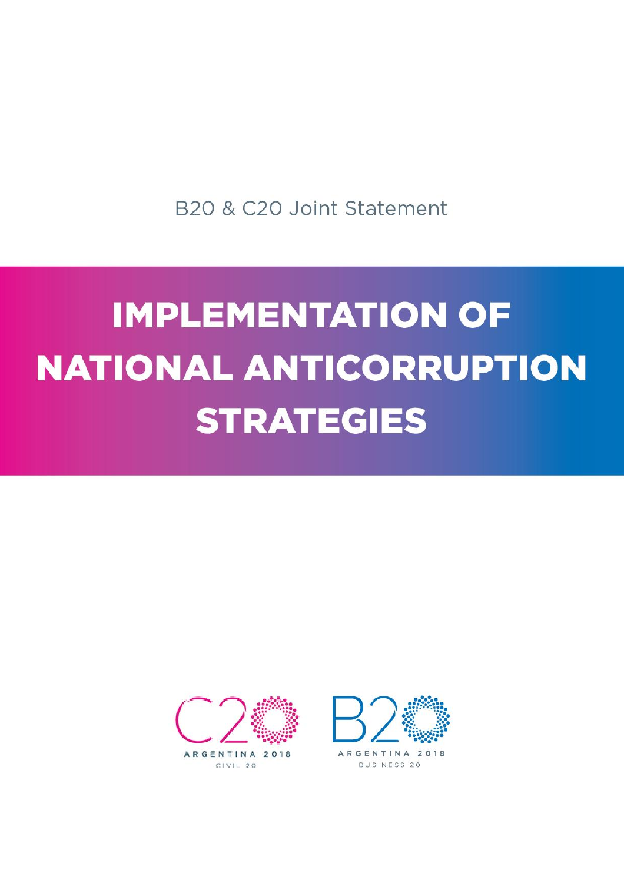B20 & C20 Joint Statement

# IMPLEMENTATION OF NATIONAL ANTICORRUPTION STRATEGIES

C20 ARGENTINA 2018 CIVIL 20

B20 ARGENTINA 2018 BUSINESS 20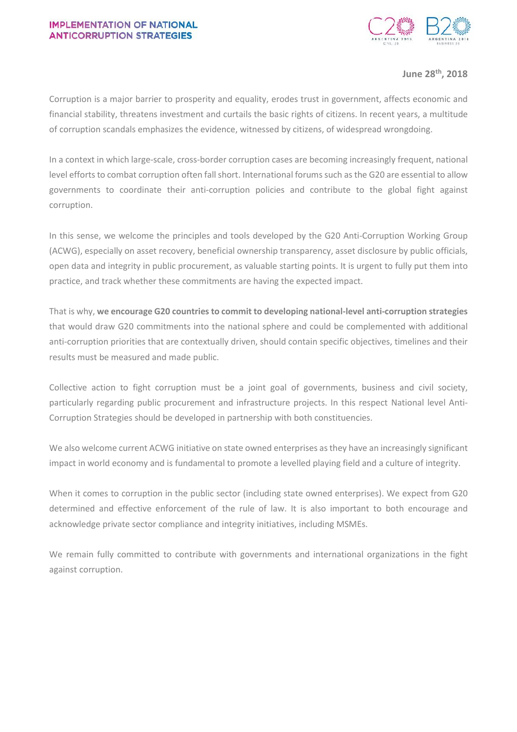# IMPLEMENTATION OF NATIONAL ANTICORRUPTION STRATEGIES

**June 28th, 2018**

Corruption is a major barrier to prosperity and equality, erodes trust in government, affects economic and financial stability, threatens investment and curtails the basic rights of citizens. In recent years, a multitude of corruption scandals emphasizes the evidence, witnessed by citizens, of widespread wrongdoing.

In a context in which large-scale, cross-border corruption cases are becoming increasingly frequent, national level efforts to combat corruption often fall short. International forums such as the G20 are essential to allow governments to coordinate their anti-corruption policies and contribute to the global fight against corruption.

In this sense, we welcome the principles and tools developed by the G20 Anti-Corruption Working Group (ACWG), especially on asset recovery, beneficial ownership transparency, asset disclosure by public officials, open data and integrity in public procurement, as valuable starting points. It is urgent to fully put them into practice, and track whether these commitments are having the expected impact.

That is why, **we encourage G20 countries to commit to developing national-level anti-corruption strategies** that would draw G20 commitments into the national sphere and could be complemented with additional anti-corruption priorities that are contextually driven, should contain specific objectives, timelines and their results must be measured and made public.

Collective action to fight corruption must be a joint goal of governments, business and civil society, particularly regarding public procurement and infrastructure projects. In this respect National level Anti-Corruption Strategies should be developed in partnership with both constituencies.

We also welcome current ACWG initiative on state owned enterprises as they have an increasingly significant impact in world economy and is fundamental to promote a levelled playing field and a culture of integrity.

When it comes to corruption in the public sector (including state owned enterprises). We expect from G20 determined and effective enforcement of the rule of law. It is also important to both encourage and acknowledge private sector compliance and integrity initiatives, including MSMEs.

We remain fully committed to contribute with governments and international organizations in the fight against corruption.